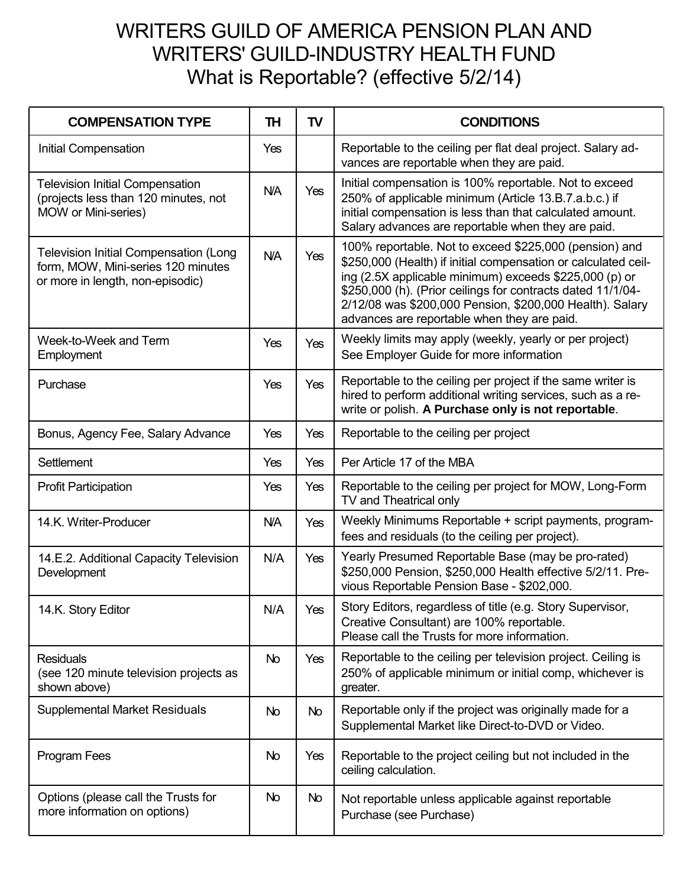# WRITERS GUILD OF AMERICA PENSION PLAN AND WRITERS' GUILD-INDUSTRY HEALTH FUND

## What is Reportable? (effective 5/2/14)

| COMPENSATION TYPE | TH | TV | CONDITIONS |
|---|---|---|---|
| Initial Compensation | Yes | | Reportable to the ceiling per flat deal project. Salary advances are reportable when they are paid. |
| Television Initial Compensation (projects less than 120 minutes, not MOW or Mini-series) | N/A | Yes | Initial compensation is 100% reportable. Not to exceed 250% of applicable minimum (Article 13.B.7.a.b.c.) if initial compensation is less than that calculated amount. Salary advances are reportable when they are paid. |
| Television Initial Compensation (Long form, MOW, Mini-series 120 minutes or more in length, non-episodic) | N/A | Yes | 100% reportable. Not to exceed $225,000 (pension) and $250,000 (Health) if initial compensation or calculated ceiling (2.5X applicable minimum) exceeds $225,000 (p) or $250,000 (h). (Prior ceilings for contracts dated 11/1/04-2/12/08 was $200,000 Pension, $200,000 Health). Salary advances are reportable when they are paid. |
| Week-to-Week and Term Employment | Yes | Yes | Weekly limits may apply (weekly, yearly or per project) See Employer Guide for more information |
| Purchase | Yes | Yes | Reportable to the ceiling per project if the same writer is hired to perform additional writing services, such as a rewrite or polish. **A Purchase only is not reportable**. |
| Bonus, Agency Fee, Salary Advance | Yes | Yes | Reportable to the ceiling per project |
| Settlement | Yes | Yes | Per Article 17 of the MBA |
| Profit Participation | Yes | Yes | Reportable to the ceiling per project for MOW, Long-Form TV and Theatrical only |
| 14.K. Writer-Producer | N/A | Yes | Weekly Minimums Reportable + script payments, program-fees and residuals (to the ceiling per project). |
| 14.E.2. Additional Capacity Television Development | N/A | Yes | Yearly Presumed Reportable Base (may be pro-rated) $250,000 Pension, $250,000 Health effective 5/2/11. Previous Reportable Pension Base - $202,000. |
| 14.K. Story Editor | N/A | Yes | Story Editors, regardless of title (e.g. Story Supervisor, Creative Consultant) are 100% reportable. Please call the Trusts for more information. |
| Residuals (see 120 minute television projects as shown above) | No | Yes | Reportable to the ceiling per television project. Ceiling is 250% of applicable minimum or initial comp, whichever is greater. |
| Supplemental Market Residuals | No | No | Reportable only if the project was originally made for a Supplemental Market like Direct-to-DVD or Video. |
| Program Fees | No | Yes | Reportable to the project ceiling but not included in the ceiling calculation. |
| Options (please call the Trusts for more information on options) | No | No | Not reportable unless applicable against reportable Purchase (see Purchase) |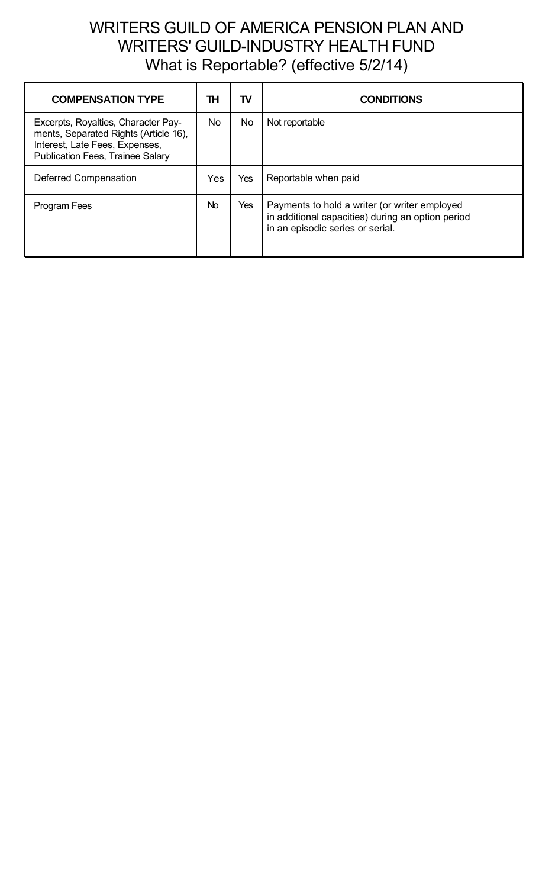# WRITERS GUILD OF AMERICA PENSION PLAN AND WRITERS' GUILD-INDUSTRY HEALTH FUND
## What is Reportable? (effective 5/2/14)

| COMPENSATION TYPE | TH | TV | CONDITIONS |
|---|---|---|---|
| Excerpts, Royalties, Character Payments, Separated Rights (Article 16), Interest, Late Fees, Expenses, Publication Fees, Trainee Salary | No | No | Not reportable |
| Deferred Compensation | Yes | Yes | Reportable when paid |
| Program Fees | No | Yes | Payments to hold a writer (or writer employed in additional capacities) during an option period in an episodic series or serial. |